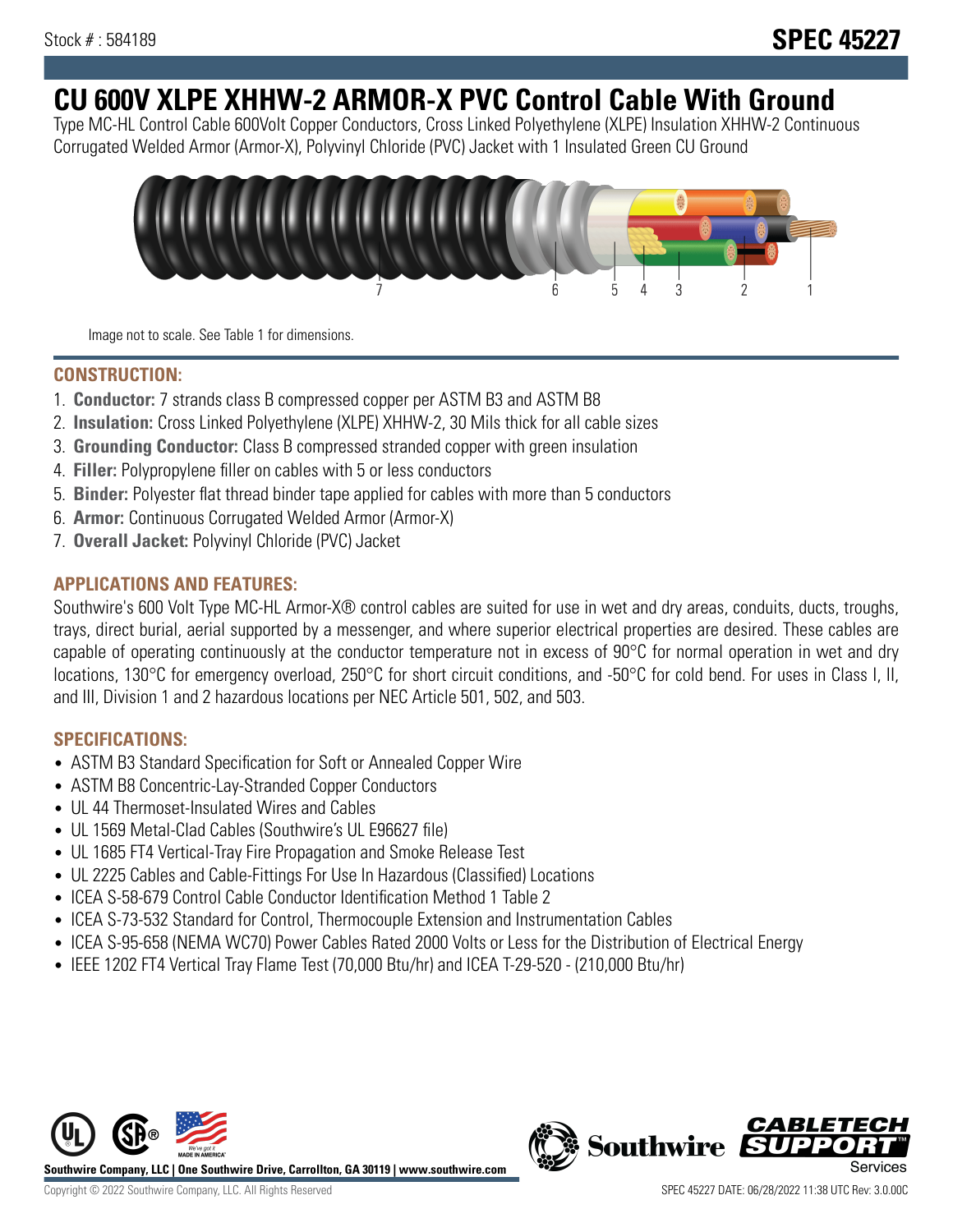Stock # : 584189

# SPEC 45227

# CU 600V XLPE XHHW-2 ARMOR-X PVC Control Cable With Ground

Type MC-HL Control Cable 600Volt Copper Conductors, Cross Linked Polyethylene (XLPE) Insulation XHHW-2 Continuous Corrugated Welded Armor (Armor-X), Polyvinyl Chloride (PVC) Jacket with 1 Insulated Green CU Ground

Image not to scale. See Table 1 for dimensions.

## CONSTRUCTION:

1. **Conductor:** 7 strands class B compressed copper per ASTM B3 and ASTM B8
2. **Insulation:** Cross Linked Polyethylene (XLPE) XHHW-2, 30 Mils thick for all cable sizes
3. **Grounding Conductor:** Class B compressed stranded copper with green insulation
4. **Filler:** Polypropylene filler on cables with 5 or less conductors
5. **Binder:** Polyester flat thread binder tape applied for cables with more than 5 conductors
6. **Armor:** Continuous Corrugated Welded Armor (Armor-X)
7. **Overall Jacket:** Polyvinyl Chloride (PVC) Jacket

## APPLICATIONS AND FEATURES:

Southwire's 600 Volt Type MC-HL Armor-X® control cables are suited for use in wet and dry areas, conduits, ducts, troughs, trays, direct burial, aerial supported by a messenger, and where superior electrical properties are desired. These cables are capable of operating continuously at the conductor temperature not in excess of 90°C for normal operation in wet and dry locations, 130°C for emergency overload, 250°C for short circuit conditions, and -50°C for cold bend. For uses in Class I, II, and III, Division 1 and 2 hazardous locations per NEC Article 501, 502, and 503.

## SPECIFICATIONS:

- ASTM B3 Standard Specification for Soft or Annealed Copper Wire
- ASTM B8 Concentric-Lay-Stranded Copper Conductors
- UL 44 Thermoset-Insulated Wires and Cables
- UL 1569 Metal-Clad Cables (Southwire's UL E96627 file)
- UL 1685 FT4 Vertical-Tray Fire Propagation and Smoke Release Test
- UL 2225 Cables and Cable-Fittings For Use In Hazardous (Classified) Locations
- ICEA S-58-679 Control Cable Conductor Identification Method 1 Table 2
- ICEA S-73-532 Standard for Control, Thermocouple Extension and Instrumentation Cables
- ICEA S-95-658 (NEMA WC70) Power Cables Rated 2000 Volts or Less for the Distribution of Electrical Energy
- IEEE 1202 FT4 Vertical Tray Flame Test (70,000 Btu/hr) and ICEA T-29-520 - (210,000 Btu/hr)

Southwire Company, LLC | One Southwire Drive, Carrollton, GA 30119 | www.southwire.com

Copyright © 2022 Southwire Company, LLC. All Rights Reserved

SPEC 45227 DATE: 06/28/2022 11:38 UTC Rev: 3.0.00C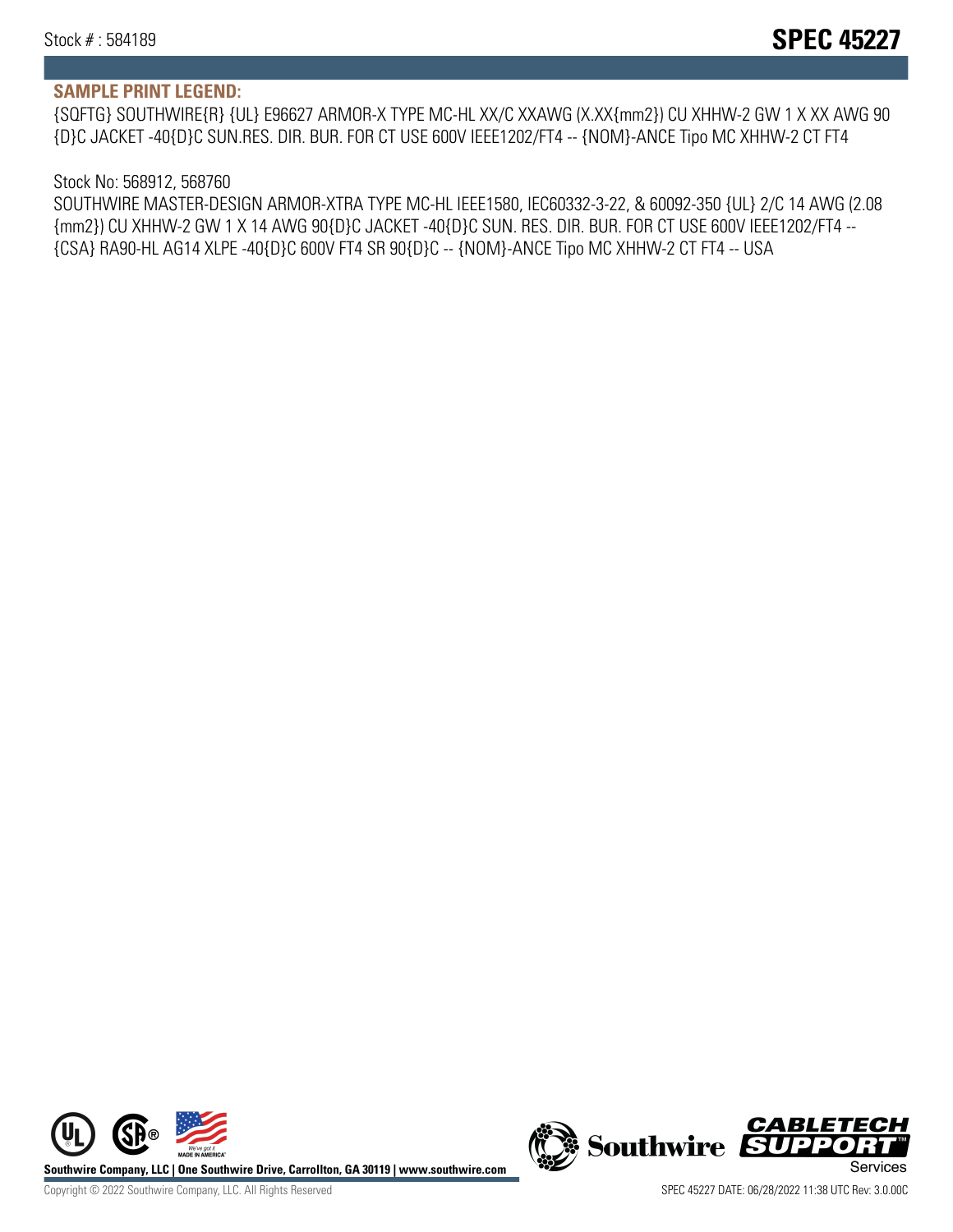## SAMPLE PRINT LEGEND:

{SQFTG} SOUTHWIRE{R} {UL} E96627 ARMOR-X TYPE MC-HL XX/C XXAWG (X.XX{mm2}) CU XHHW-2 GW 1 X XX AWG 90 {D}C JACKET -40{D}C SUN.RES. DIR. BUR. FOR CT USE 600V IEEE1202/FT4 -- {NOM}-ANCE Tipo MC XHHW-2 CT FT4

Stock No: 568912, 568760

SOUTHWIRE MASTER-DESIGN ARMOR-XTRA TYPE MC-HL IEEE1580, IEC60332-3-22, & 60092-350 {UL} 2/C 14 AWG (2.08 {mm2}) CU XHHW-2 GW 1 X 14 AWG 90{D}C JACKET -40{D}C SUN. RES. DIR. BUR. FOR CT USE 600V IEEE1202/FT4 -- {CSA} RA90-HL AG14 XLPE -40{D}C 600V FT4 SR 90{D}C -- {NOM}-ANCE Tipo MC XHHW-2 CT FT4 -- USA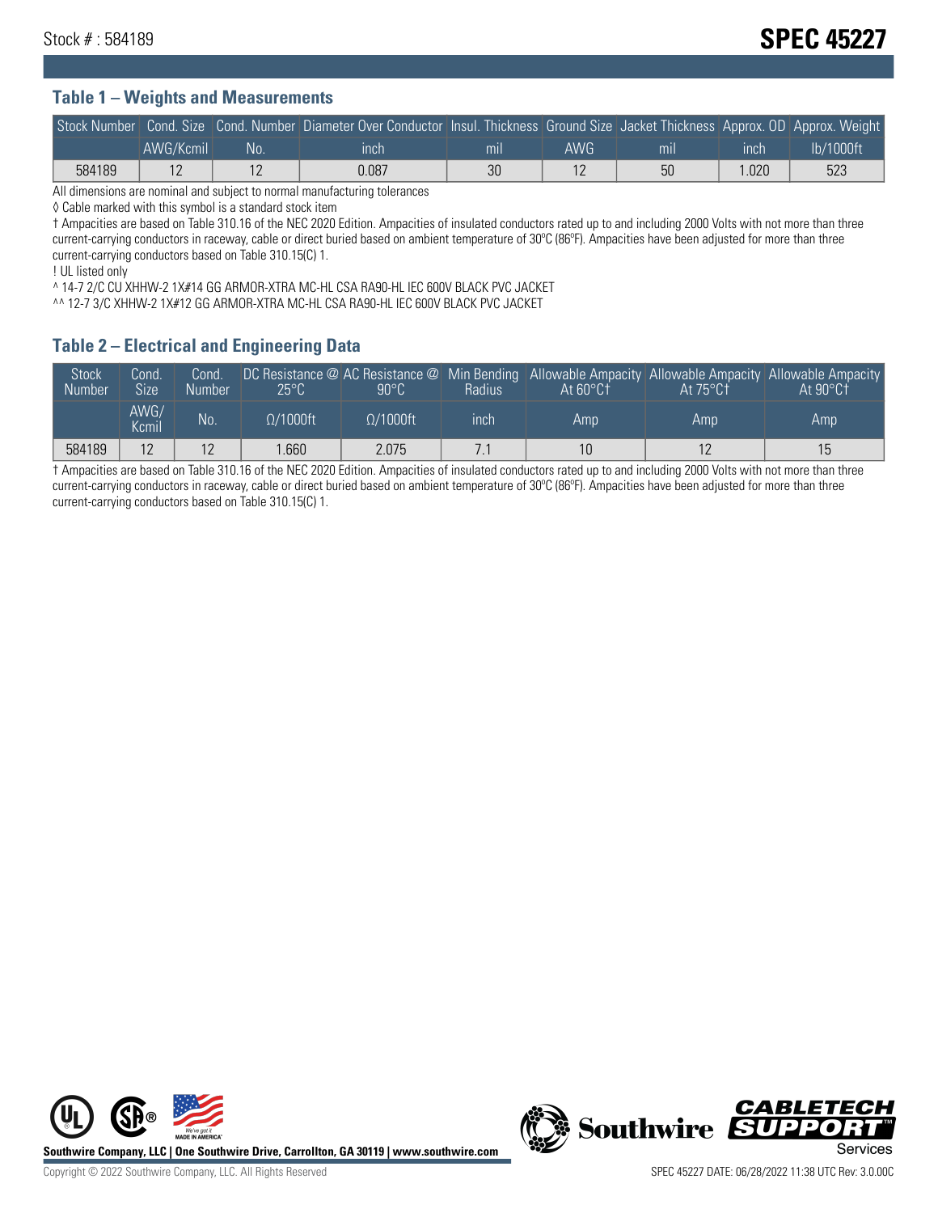Stock # : 584189

# SPEC 45227

## Table 1 – Weights and Measurements

| Stock Number | Cond. Size | Cond. Number | Diameter Over Conductor | Insul. Thickness | Ground Size | Jacket Thickness | Approx. OD | Approx. Weight |
|---|---|---|---|---|---|---|---|---|
| | AWG/Kcmil | No. | inch | mil | AWG | mil | inch | lb/1000ft |
| 584189 | 12 | 12 | 0.087 | 30 | 12 | 50 | 1.020 | 523 |

All dimensions are nominal and subject to normal manufacturing tolerances

◊ Cable marked with this symbol is a standard stock item

† Ampacities are based on Table 310.16 of the NEC 2020 Edition. Ampacities of insulated conductors rated up to and including 2000 Volts with not more than three current-carrying conductors in raceway, cable or direct buried based on ambient temperature of 30ºC (86ºF). Ampacities have been adjusted for more than three current-carrying conductors based on Table 310.15(C) 1.

! UL listed only

^ 14-7 2/C CU XHHW-2 1X#14 GG ARMOR-XTRA MC-HL CSA RA90-HL IEC 600V BLACK PVC JACKET

^^ 12-7 3/C XHHW-2 1X#12 GG ARMOR-XTRA MC-HL CSA RA90-HL IEC 600V BLACK PVC JACKET

## Table 2 – Electrical and Engineering Data

| Stock Number | Cond. Size | Cond. Number | DC Resistance @ 25°C | AC Resistance @ 90°C | Min Bending Radius | Allowable Ampacity At 60°C† | Allowable Ampacity At 75°C† | Allowable Ampacity At 90°C† |
|---|---|---|---|---|---|---|---|---|
| | AWG/ Kcmil | No. | Ω/1000ft | Ω/1000ft | inch | Amp | Amp | Amp |
| 584189 | 12 | 12 | 1.660 | 2.075 | 7.1 | 10 | 12 | 15 |

† Ampacities are based on Table 310.16 of the NEC 2020 Edition. Ampacities of insulated conductors rated up to and including 2000 Volts with not more than three current-carrying conductors in raceway, cable or direct buried based on ambient temperature of 30ºC (86ºF). Ampacities have been adjusted for more than three current-carrying conductors based on Table 310.15(C) 1.

Southwire Company, LLC | One Southwire Drive, Carrollton, GA 30119 | www.southwire.com

Copyright © 2022 Southwire Company, LLC. All Rights Reserved

SPEC 45227 DATE: 06/28/2022 11:38 UTC Rev: 3.0.00C